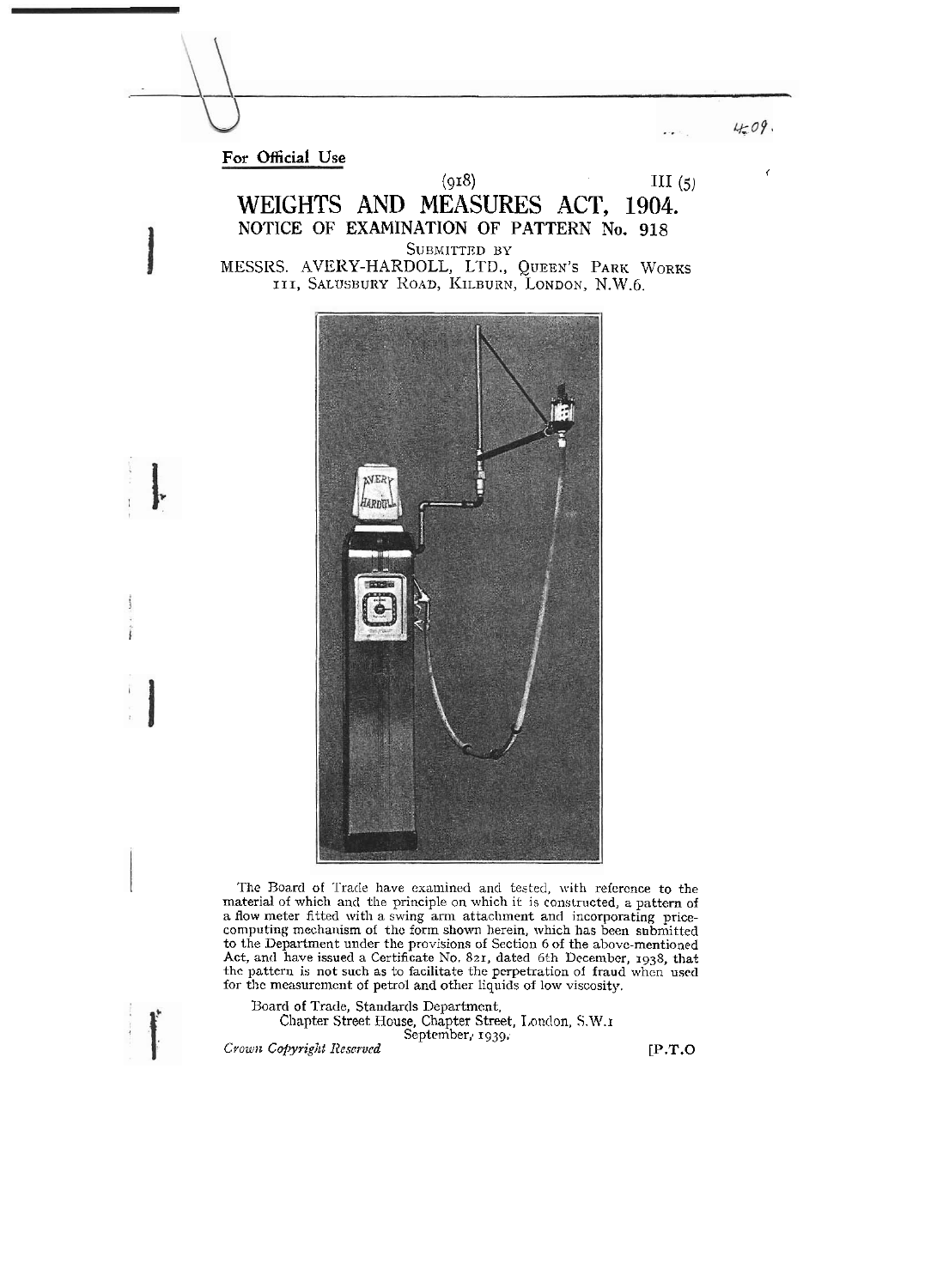For Official Use

(918) III (5)

# WEIGHTS AND MEASURES ACT, 1904.

## NOTICE OF EXAMINATION OF PATTERN No. 918

SUBMITTED BY

MESSRS. AVERY-HARDOLL, LTD., QUEEN'S PARK WORKS 111, SALUSBURY ROAD, KILBURN, LONDON, N.W.6.

The Board of Trade have examined and tested, with reference to the material of which and the principle on which it is constructed, a pattern of a flow meter fitted with a swing arm attachment and incorporating price-computing mechanism of the form shown herein, which has been submitted to the Department under the provisions of Section 6 of the above-mentioned Act, and have issued a Certificate No. 821, dated 6th December, 1938, that the pattern is not such as to facilitate the perpetration of fraud when used for the measurement of petrol and other liquids of low viscosity.

Board of Trade, Standards Department,
Chapter Street House, Chapter Street, London, S.W.1
September, 1939.

*Crown Copyright Reserved*

[P.T.O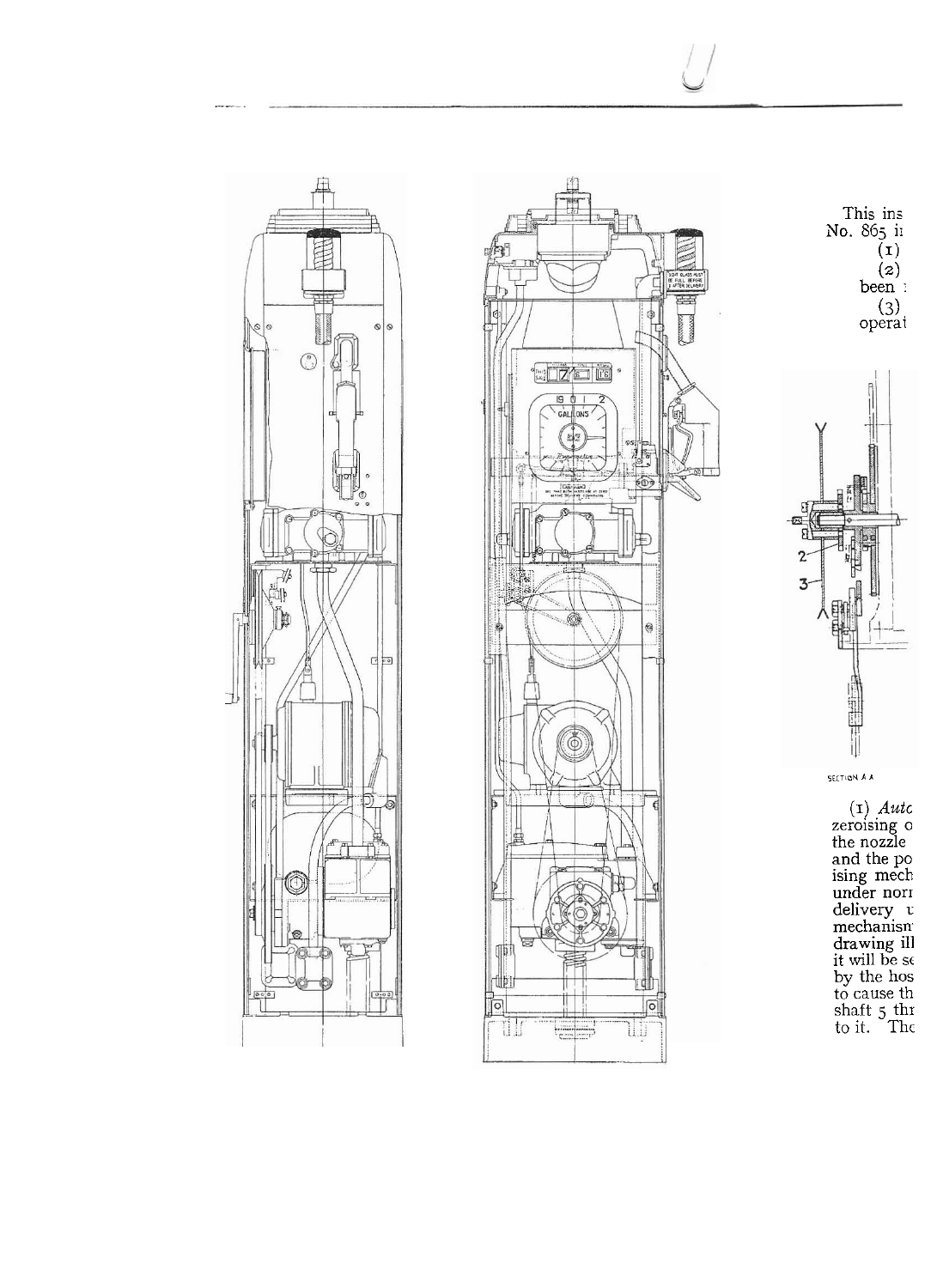This ins
No. 865 i
(1)
(2)
been
(3)
operat

SECTION A-A

(1) *Auto*
zeroising o
the nozzle
and the po
ising mech
under nor
delivery u
mechanism
drawing ill
it will be se
by the hos
to cause th
shaft 5 thr
to it. The